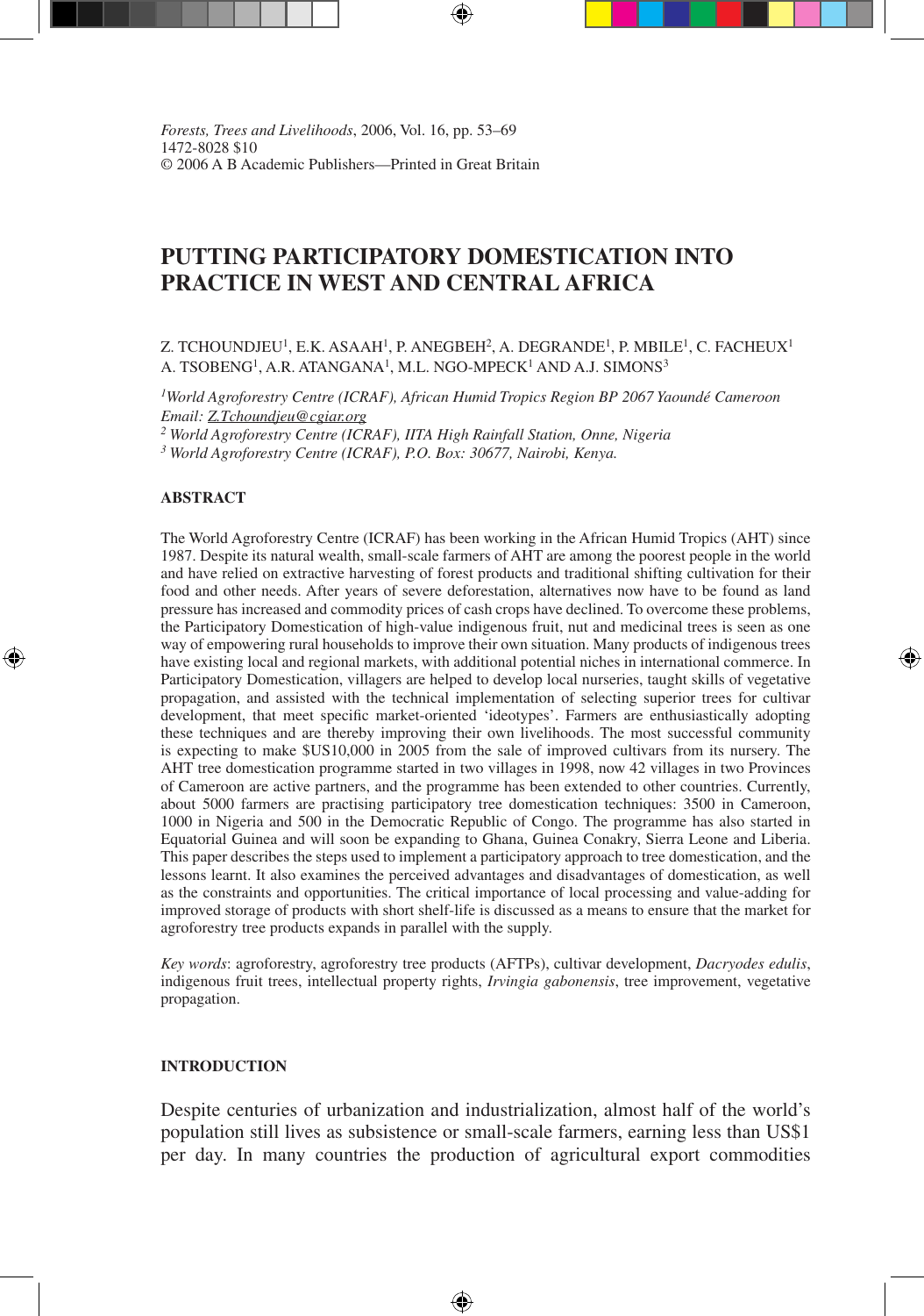*Forests, Trees and Livelihoods*, 2006, Vol. 16, pp. 53–69
1472-8028 $10
© 2006 A B Academic Publishers—Printed in Great Britain

# PUTTING PARTICIPATORY DOMESTICATION INTO PRACTICE IN WEST AND CENTRAL AFRICA

Z. TCHOUNDJEU[1], E.K. ASAAH[1], P. ANEGBEH[2], A. DEGRANDE[1], P. MBILE[1], C. FACHEUX[1] A. TSOBENG[1], A.R. ATANGANA[1], M.L. NGO-MPECK[1] AND A.J. SIMONS[3]

[1]*World Agroforestry Centre (ICRAF), African Humid Tropics Region BP 2067 Yaoundé Cameroon*
*Email: Z.Tchoundjeu@cgiar.org*
[2] *World Agroforestry Centre (ICRAF), IITA High Rainfall Station, Onne, Nigeria*
[3] *World Agroforestry Centre (ICRAF), P.O. Box: 30677, Nairobi, Kenya.*

## ABSTRACT

The World Agroforestry Centre (ICRAF) has been working in the African Humid Tropics (AHT) since 1987. Despite its natural wealth, small-scale farmers of AHT are among the poorest people in the world and have relied on extractive harvesting of forest products and traditional shifting cultivation for their food and other needs. After years of severe deforestation, alternatives now have to be found as land pressure has increased and commodity prices of cash crops have declined. To overcome these problems, the Participatory Domestication of high-value indigenous fruit, nut and medicinal trees is seen as one way of empowering rural households to improve their own situation. Many products of indigenous trees have existing local and regional markets, with additional potential niches in international commerce. In Participatory Domestication, villagers are helped to develop local nurseries, taught skills of vegetative propagation, and assisted with the technical implementation of selecting superior trees for cultivar development, that meet specific market-oriented 'ideotypes'. Farmers are enthusiastically adopting these techniques and are thereby improving their own livelihoods. The most successful community is expecting to make $US10,000 in 2005 from the sale of improved cultivars from its nursery. The AHT tree domestication programme started in two villages in 1998, now 42 villages in two Provinces of Cameroon are active partners, and the programme has been extended to other countries. Currently, about 5000 farmers are practising participatory tree domestication techniques: 3500 in Cameroon, 1000 in Nigeria and 500 in the Democratic Republic of Congo. The programme has also started in Equatorial Guinea and will soon be expanding to Ghana, Guinea Conakry, Sierra Leone and Liberia. This paper describes the steps used to implement a participatory approach to tree domestication, and the lessons learnt. It also examines the perceived advantages and disadvantages of domestication, as well as the constraints and opportunities. The critical importance of local processing and value-adding for improved storage of products with short shelf-life is discussed as a means to ensure that the market for agroforestry tree products expands in parallel with the supply.

*Key words*: agroforestry, agroforestry tree products (AFTPs), cultivar development, *Dacryodes edulis*, indigenous fruit trees, intellectual property rights, *Irvingia gabonensis*, tree improvement, vegetative propagation.

## INTRODUCTION

Despite centuries of urbanization and industrialization, almost half of the world's population still lives as subsistence or small-scale farmers, earning less than US$1 per day. In many countries the production of agricultural export commodities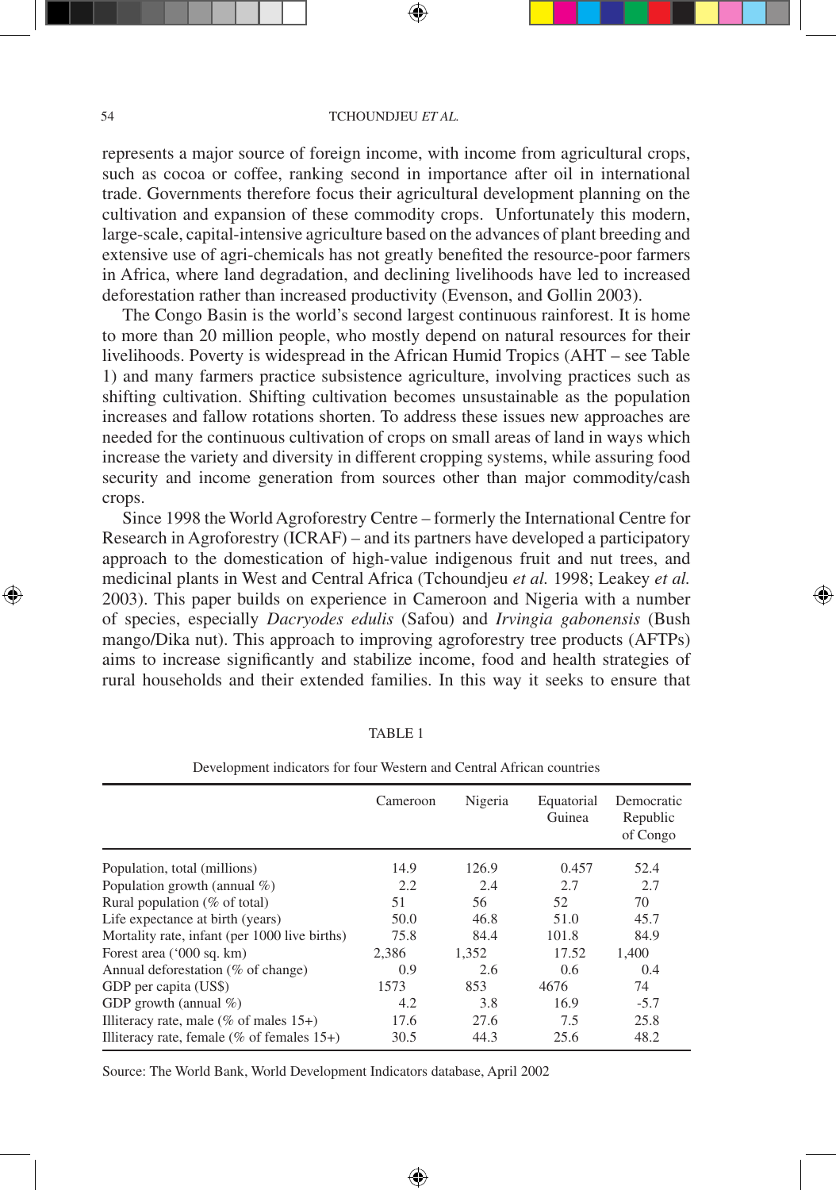represents a major source of foreign income, with income from agricultural crops, such as cocoa or coffee, ranking second in importance after oil in international trade. Governments therefore focus their agricultural development planning on the cultivation and expansion of these commodity crops. Unfortunately this modern, large-scale, capital-intensive agriculture based on the advances of plant breeding and extensive use of agri-chemicals has not greatly benefited the resource-poor farmers in Africa, where land degradation, and declining livelihoods have led to increased deforestation rather than increased productivity (Evenson, and Gollin 2003).

The Congo Basin is the world's second largest continuous rainforest. It is home to more than 20 million people, who mostly depend on natural resources for their livelihoods. Poverty is widespread in the African Humid Tropics (AHT – see Table 1) and many farmers practice subsistence agriculture, involving practices such as shifting cultivation. Shifting cultivation becomes unsustainable as the population increases and fallow rotations shorten. To address these issues new approaches are needed for the continuous cultivation of crops on small areas of land in ways which increase the variety and diversity in different cropping systems, while assuring food security and income generation from sources other than major commodity/cash crops.

Since 1998 the World Agroforestry Centre – formerly the International Centre for Research in Agroforestry (ICRAF) – and its partners have developed a participatory approach to the domestication of high-value indigenous fruit and nut trees, and medicinal plants in West and Central Africa (Tchoundjeu *et al.* 1998; Leakey *et al.* 2003). This paper builds on experience in Cameroon and Nigeria with a number of species, especially *Dacryodes edulis* (Safou) and *Irvingia gabonensis* (Bush mango/Dika nut). This approach to improving agroforestry tree products (AFTPs) aims to increase significantly and stabilize income, food and health strategies of rural households and their extended families. In this way it seeks to ensure that

TABLE 1

Development indicators for four Western and Central African countries

| | Cameroon | Nigeria | Equatorial Guinea | Democratic Republic of Congo |
|---|---|---|---|---|
| Population, total (millions) | 14.9 | 126.9 | 0.457 | 52.4 |
| Population growth (annual %) | 2.2 | 2.4 | 2.7 | 2.7 |
| Rural population (% of total) | 51 | 56 | 52 | 70 |
| Life expectance at birth (years) | 50.0 | 46.8 | 51.0 | 45.7 |
| Mortality rate, infant (per 1000 live births) | 75.8 | 84.4 | 101.8 | 84.9 |
| Forest area ('000 sq. km) | 2,386 | 1,352 | 17.52 | 1,400 |
| Annual deforestation (% of change) | 0.9 | 2.6 | 0.6 | 0.4 |
| GDP per capita (US$) | 1573 | 853 | 4676 | 74 |
| GDP growth (annual %) | 4.2 | 3.8 | 16.9 | -5.7 |
| Illiteracy rate, male (% of males 15+) | 17.6 | 27.6 | 7.5 | 25.8 |
| Illiteracy rate, female (% of females 15+) | 30.5 | 44.3 | 25.6 | 48.2 |

Source: The World Bank, World Development Indicators database, April 2002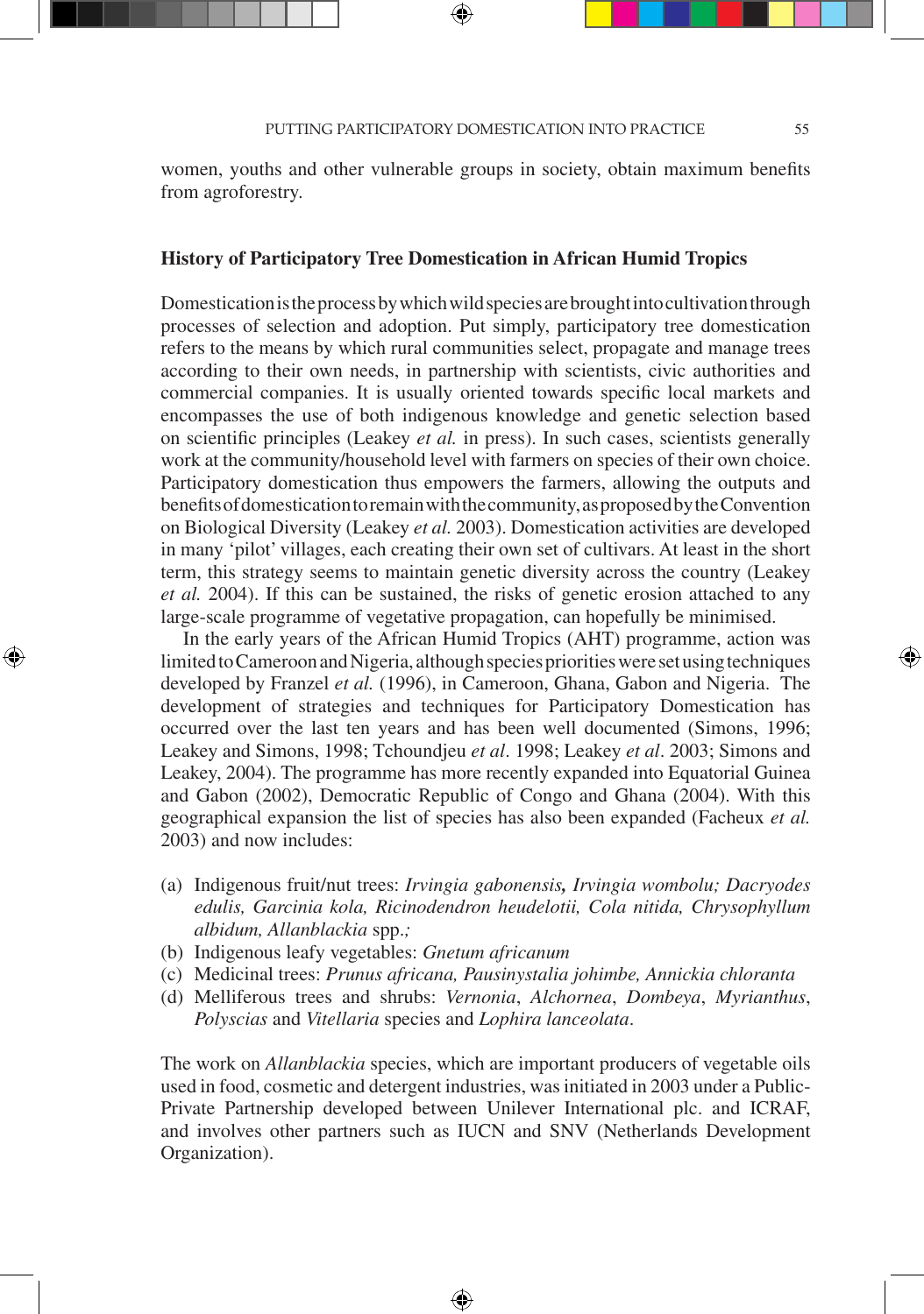women, youths and other vulnerable groups in society, obtain maximum benefits from agroforestry.

## History of Participatory Tree Domestication in African Humid Tropics

Domestication is the process by which wild species are brought into cultivation through processes of selection and adoption. Put simply, participatory tree domestication refers to the means by which rural communities select, propagate and manage trees according to their own needs, in partnership with scientists, civic authorities and commercial companies. It is usually oriented towards specific local markets and encompasses the use of both indigenous knowledge and genetic selection based on scientific principles (Leakey *et al.* in press). In such cases, scientists generally work at the community/household level with farmers on species of their own choice. Participatory domestication thus empowers the farmers, allowing the outputs and benefits of domestication to remain with the community, as proposed by the Convention on Biological Diversity (Leakey *et al.* 2003). Domestication activities are developed in many 'pilot' villages, each creating their own set of cultivars. At least in the short term, this strategy seems to maintain genetic diversity across the country (Leakey *et al.* 2004). If this can be sustained, the risks of genetic erosion attached to any large-scale programme of vegetative propagation, can hopefully be minimised.

In the early years of the African Humid Tropics (AHT) programme, action was limited to Cameroon and Nigeria, although species priorities were set using techniques developed by Franzel *et al.* (1996), in Cameroon, Ghana, Gabon and Nigeria. The development of strategies and techniques for Participatory Domestication has occurred over the last ten years and has been well documented (Simons, 1996; Leakey and Simons, 1998; Tchoundjeu *et al*. 1998; Leakey *et al*. 2003; Simons and Leakey, 2004). The programme has more recently expanded into Equatorial Guinea and Gabon (2002), Democratic Republic of Congo and Ghana (2004). With this geographical expansion the list of species has also been expanded (Facheux *et al.* 2003) and now includes:

(a) Indigenous fruit/nut trees: *Irvingia gabonensis, Irvingia wombolu; Dacryodes edulis, Garcinia kola, Ricinodendron heudelotii, Cola nitida, Chrysophyllum albidum, Allanblackia* spp.;
(b) Indigenous leafy vegetables: *Gnetum africanum*
(c) Medicinal trees: *Prunus africana, Pausinystalia johimbe, Annickia chloranta*
(d) Melliferous trees and shrubs: *Vernonia*, *Alchornea*, *Dombeya*, *Myrianthus*, *Polyscias* and *Vitellaria* species and *Lophira lanceolata*.

The work on *Allanblackia* species, which are important producers of vegetable oils used in food, cosmetic and detergent industries, was initiated in 2003 under a Public-Private Partnership developed between Unilever International plc. and ICRAF, and involves other partners such as IUCN and SNV (Netherlands Development Organization).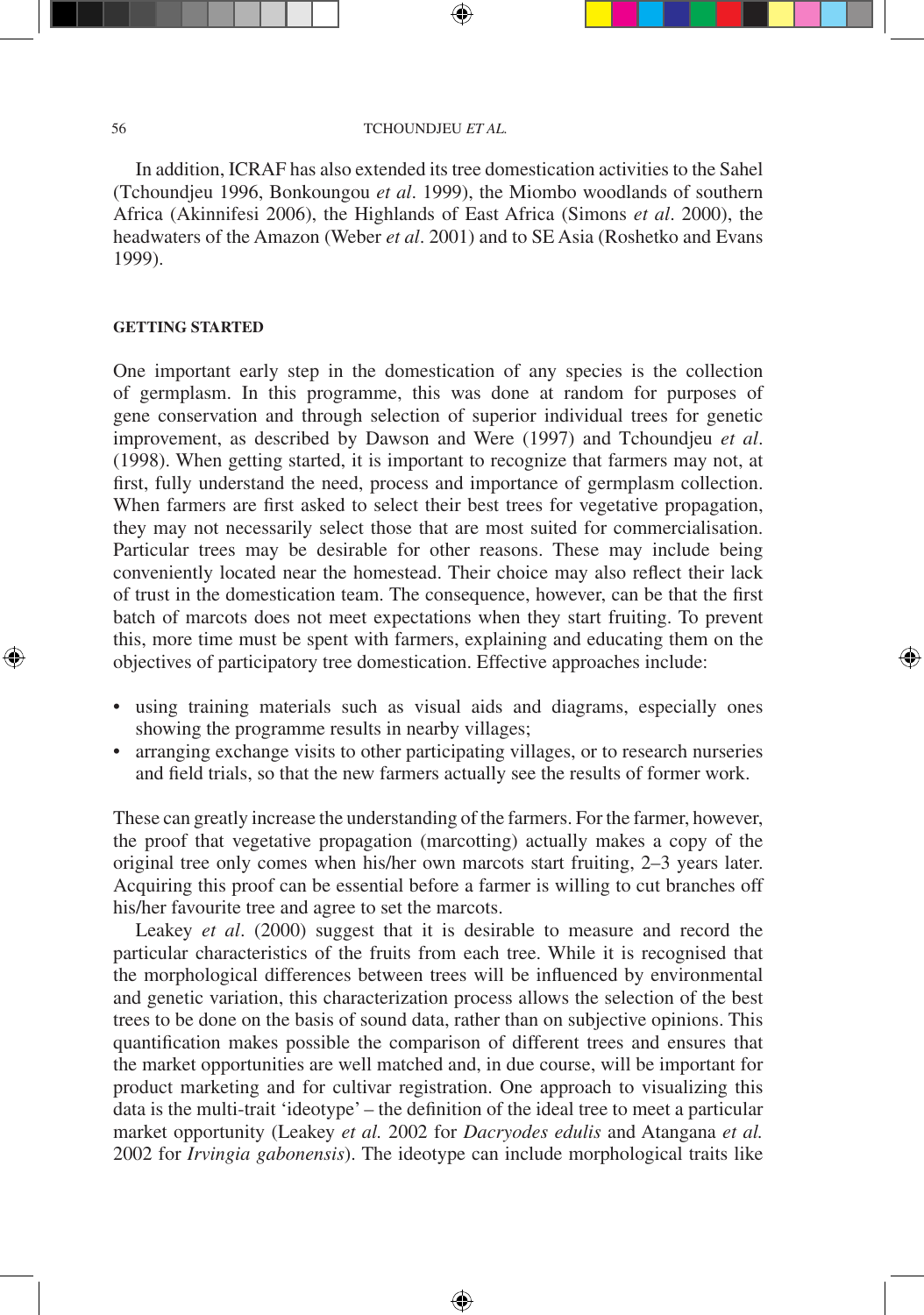In addition, ICRAF has also extended its tree domestication activities to the Sahel (Tchoundjeu 1996, Bonkoungou *et al*. 1999), the Miombo woodlands of southern Africa (Akinnifesi 2006), the Highlands of East Africa (Simons *et al*. 2000), the headwaters of the Amazon (Weber *et al*. 2001) and to SE Asia (Roshetko and Evans 1999).

## GETTING STARTED

One important early step in the domestication of any species is the collection of germplasm. In this programme, this was done at random for purposes of gene conservation and through selection of superior individual trees for genetic improvement, as described by Dawson and Were (1997) and Tchoundjeu *et al*. (1998). When getting started, it is important to recognize that farmers may not, at first, fully understand the need, process and importance of germplasm collection. When farmers are first asked to select their best trees for vegetative propagation, they may not necessarily select those that are most suited for commercialisation. Particular trees may be desirable for other reasons. These may include being conveniently located near the homestead. Their choice may also reflect their lack of trust in the domestication team. The consequence, however, can be that the first batch of marcots does not meet expectations when they start fruiting. To prevent this, more time must be spent with farmers, explaining and educating them on the objectives of participatory tree domestication. Effective approaches include:

- using training materials such as visual aids and diagrams, especially ones showing the programme results in nearby villages;
- arranging exchange visits to other participating villages, or to research nurseries and field trials, so that the new farmers actually see the results of former work.

These can greatly increase the understanding of the farmers. For the farmer, however, the proof that vegetative propagation (marcotting) actually makes a copy of the original tree only comes when his/her own marcots start fruiting, 2–3 years later. Acquiring this proof can be essential before a farmer is willing to cut branches off his/her favourite tree and agree to set the marcots.

Leakey *et al*. (2000) suggest that it is desirable to measure and record the particular characteristics of the fruits from each tree. While it is recognised that the morphological differences between trees will be influenced by environmental and genetic variation, this characterization process allows the selection of the best trees to be done on the basis of sound data, rather than on subjective opinions. This quantification makes possible the comparison of different trees and ensures that the market opportunities are well matched and, in due course, will be important for product marketing and for cultivar registration. One approach to visualizing this data is the multi-trait 'ideotype' – the definition of the ideal tree to meet a particular market opportunity (Leakey *et al.* 2002 for *Dacryodes edulis* and Atangana *et al.* 2002 for *Irvingia gabonensis*). The ideotype can include morphological traits like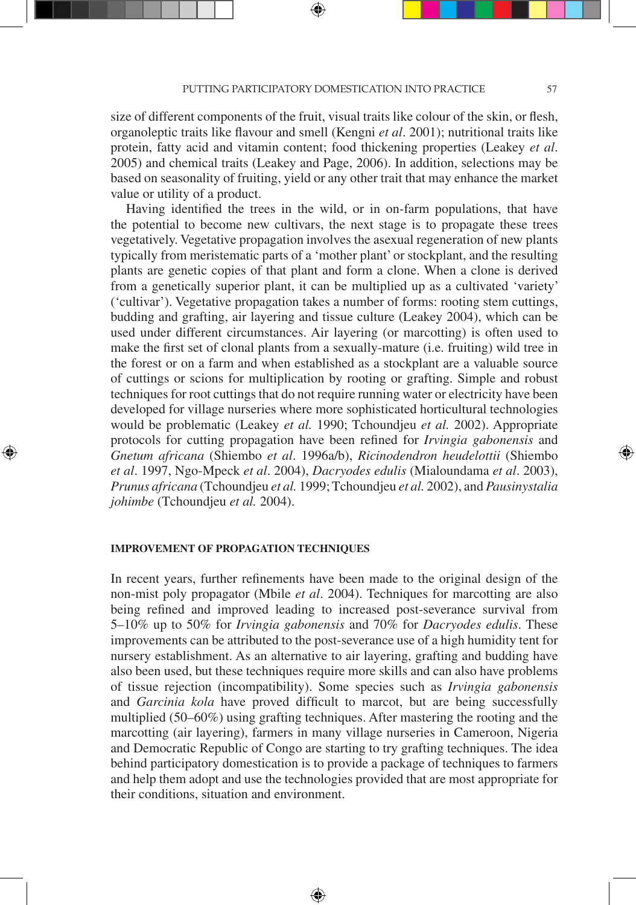size of different components of the fruit, visual traits like colour of the skin, or flesh, organoleptic traits like flavour and smell (Kengni *et al*. 2001); nutritional traits like protein, fatty acid and vitamin content; food thickening properties (Leakey *et al*. 2005) and chemical traits (Leakey and Page, 2006). In addition, selections may be based on seasonality of fruiting, yield or any other trait that may enhance the market value or utility of a product.

Having identified the trees in the wild, or in on-farm populations, that have the potential to become new cultivars, the next stage is to propagate these trees vegetatively. Vegetative propagation involves the asexual regeneration of new plants typically from meristematic parts of a 'mother plant' or stockplant, and the resulting plants are genetic copies of that plant and form a clone. When a clone is derived from a genetically superior plant, it can be multiplied up as a cultivated 'variety' ('cultivar'). Vegetative propagation takes a number of forms: rooting stem cuttings, budding and grafting, air layering and tissue culture (Leakey 2004), which can be used under different circumstances. Air layering (or marcotting) is often used to make the first set of clonal plants from a sexually-mature (i.e. fruiting) wild tree in the forest or on a farm and when established as a stockplant are a valuable source of cuttings or scions for multiplication by rooting or grafting. Simple and robust techniques for root cuttings that do not require running water or electricity have been developed for village nurseries where more sophisticated horticultural technologies would be problematic (Leakey *et al.* 1990; Tchoundjeu *et al.* 2002). Appropriate protocols for cutting propagation have been refined for *Irvingia gabonensis* and *Gnetum africana* (Shiembo *et al*. 1996a/b), *Ricinodendron heudelottii* (Shiembo *et al*. 1997, Ngo-Mpeck *et al*. 2004), *Dacryodes edulis* (Mialoundama *et al*. 2003), *Prunus africana* (Tchoundjeu *et al.* 1999; Tchoundjeu *et al.* 2002), and *Pausinystalia johimbe* (Tchoundjeu *et al.* 2004).

## IMPROVEMENT OF PROPAGATION TECHNIQUES

In recent years, further refinements have been made to the original design of the non-mist poly propagator (Mbile *et al*. 2004). Techniques for marcotting are also being refined and improved leading to increased post-severance survival from 5–10% up to 50% for *Irvingia gabonensis* and 70% for *Dacryodes edulis*. These improvements can be attributed to the post-severance use of a high humidity tent for nursery establishment. As an alternative to air layering, grafting and budding have also been used, but these techniques require more skills and can also have problems of tissue rejection (incompatibility). Some species such as *Irvingia gabonensis* and *Garcinia kola* have proved difficult to marcot, but are being successfully multiplied (50–60%) using grafting techniques. After mastering the rooting and the marcotting (air layering), farmers in many village nurseries in Cameroon, Nigeria and Democratic Republic of Congo are starting to try grafting techniques. The idea behind participatory domestication is to provide a package of techniques to farmers and help them adopt and use the technologies provided that are most appropriate for their conditions, situation and environment.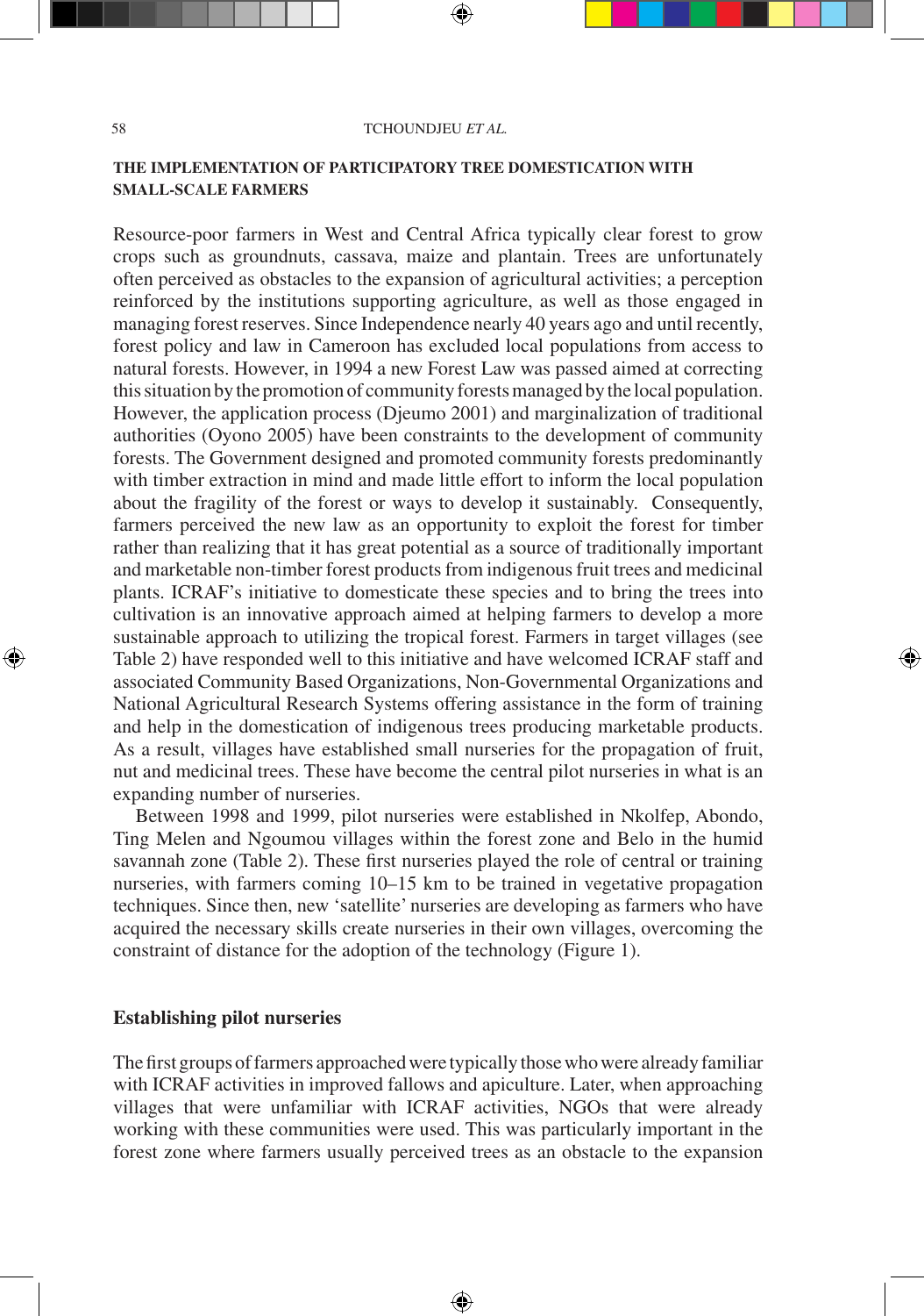## THE IMPLEMENTATION OF PARTICIPATORY TREE DOMESTICATION WITH SMALL-SCALE FARMERS

Resource-poor farmers in West and Central Africa typically clear forest to grow crops such as groundnuts, cassava, maize and plantain. Trees are unfortunately often perceived as obstacles to the expansion of agricultural activities; a perception reinforced by the institutions supporting agriculture, as well as those engaged in managing forest reserves. Since Independence nearly 40 years ago and until recently, forest policy and law in Cameroon has excluded local populations from access to natural forests. However, in 1994 a new Forest Law was passed aimed at correcting this situation by the promotion of community forests managed by the local population. However, the application process (Djeumo 2001) and marginalization of traditional authorities (Oyono 2005) have been constraints to the development of community forests. The Government designed and promoted community forests predominantly with timber extraction in mind and made little effort to inform the local population about the fragility of the forest or ways to develop it sustainably. Consequently, farmers perceived the new law as an opportunity to exploit the forest for timber rather than realizing that it has great potential as a source of traditionally important and marketable non-timber forest products from indigenous fruit trees and medicinal plants. ICRAF's initiative to domesticate these species and to bring the trees into cultivation is an innovative approach aimed at helping farmers to develop a more sustainable approach to utilizing the tropical forest. Farmers in target villages (see Table 2) have responded well to this initiative and have welcomed ICRAF staff and associated Community Based Organizations, Non-Governmental Organizations and National Agricultural Research Systems offering assistance in the form of training and help in the domestication of indigenous trees producing marketable products. As a result, villages have established small nurseries for the propagation of fruit, nut and medicinal trees. These have become the central pilot nurseries in what is an expanding number of nurseries.

Between 1998 and 1999, pilot nurseries were established in Nkolfep, Abondo, Ting Melen and Ngoumou villages within the forest zone and Belo in the humid savannah zone (Table 2). These first nurseries played the role of central or training nurseries, with farmers coming 10–15 km to be trained in vegetative propagation techniques. Since then, new 'satellite' nurseries are developing as farmers who have acquired the necessary skills create nurseries in their own villages, overcoming the constraint of distance for the adoption of the technology (Figure 1).

### Establishing pilot nurseries

The first groups of farmers approached were typically those who were already familiar with ICRAF activities in improved fallows and apiculture. Later, when approaching villages that were unfamiliar with ICRAF activities, NGOs that were already working with these communities were used. This was particularly important in the forest zone where farmers usually perceived trees as an obstacle to the expansion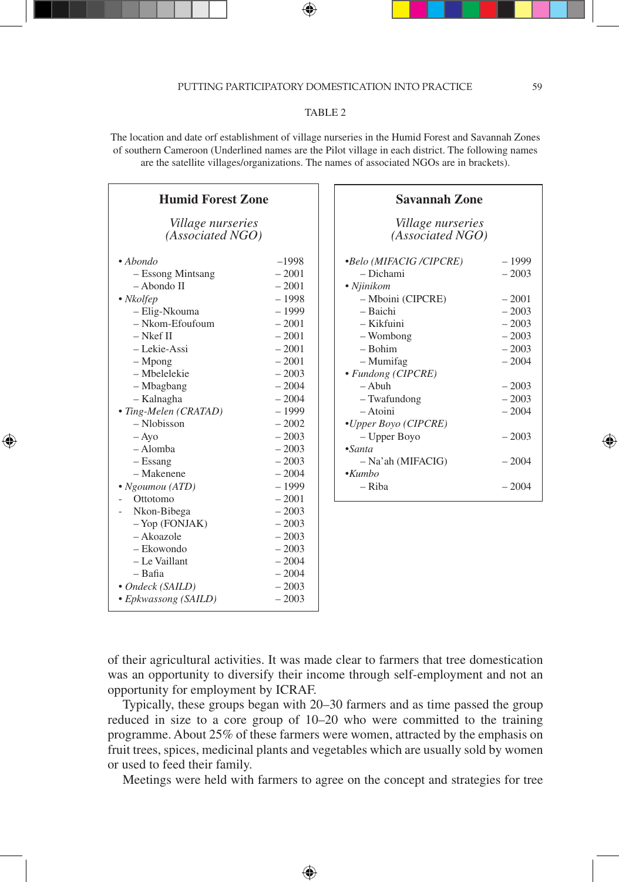TABLE 2

The location and date orf establishment of village nurseries in the Humid Forest and Savannah Zones of southern Cameroon (Underlined names are the Pilot village in each district. The following names are the satellite villages/organizations. The names of associated NGOs are in brackets).

| Humid Forest Zone<br>*Village nurseries (Associated NGO)* | |
|---|---|
| • *Abondo* | –1998 |
| – Essong Mintsang | – 2001 |
| – Abondo II | – 2001 |
| • *Nkolfep* | – 1998 |
| – Elig-Nkouma | – 1999 |
| – Nkom-Efoufoum | – 2001 |
| – Nkef II | – 2001 |
| – Lekie-Assi | – 2001 |
| – Mpong | – 2001 |
| – Mbelelekie | – 2003 |
| – Mbagbang | – 2004 |
| – Kalnagha | – 2004 |
| • *Ting-Melen (CRATAD)* | – 1999 |
| – Nlobisson | – 2002 |
| – Ayo | – 2003 |
| – Alomba | – 2003 |
| – Essang | – 2003 |
| – Makenene | – 2004 |
| • *Ngoumou (ATD)* | – 1999 |
| - Ottotomo | – 2001 |
| - Nkon-Bibega | – 2003 |
| – Yop (FONJAK) | – 2003 |
| – Akoazole | – 2003 |
| – Ekowondo | – 2003 |
| – Le Vaillant | – 2004 |
| – Bafia | – 2004 |
| • *Ondeck (SAILD)* | – 2003 |
| • *Epkwassong (SAILD)* | – 2003 |

| Savannah Zone<br>*Village nurseries (Associated NGO)* | |
|---|---|
| •*Belo (MIFACIG /CIPCRE)* | – 1999 |
| – Dichami | – 2003 |
| • *Njinikom* | |
| – Mboini (CIPCRE) | – 2001 |
| – Baichi | – 2003 |
| – Kikfuini | – 2003 |
| – Wombong | – 2003 |
| – Bohim | – 2003 |
| – Mumifag | – 2004 |
| • *Fundong (CIPCRE)* | |
| – Abuh | – 2003 |
| – Twafundong | – 2003 |
| – Atoini | – 2004 |
| •*Upper Boyo (CIPCRE)* | |
| – Upper Boyo | – 2003 |
| •*Santa* | |
| – Na'ah (MIFACIG) | – 2004 |
| •*Kumbo* | |
| – Riba | – 2004 |

of their agricultural activities. It was made clear to farmers that tree domestication was an opportunity to diversify their income through self-employment and not an opportunity for employment by ICRAF.

Typically, these groups began with 20–30 farmers and as time passed the group reduced in size to a core group of 10–20 who were committed to the training programme. About 25% of these farmers were women, attracted by the emphasis on fruit trees, spices, medicinal plants and vegetables which are usually sold by women or used to feed their family.

Meetings were held with farmers to agree on the concept and strategies for tree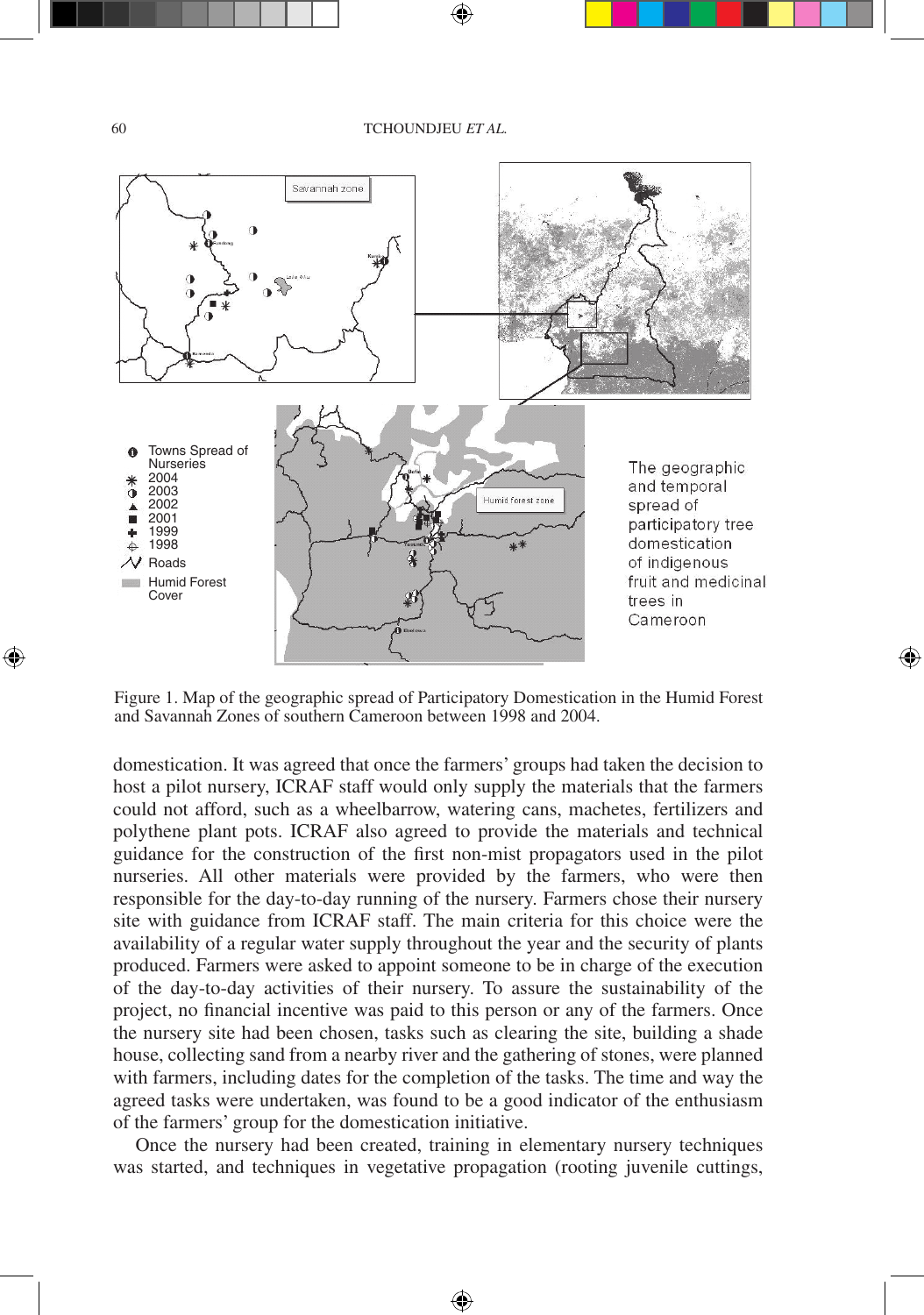Figure 1. Map of the geographic spread of Participatory Domestication in the Humid Forest and Savannah Zones of southern Cameroon between 1998 and 2004.

domestication. It was agreed that once the farmers' groups had taken the decision to host a pilot nursery, ICRAF staff would only supply the materials that the farmers could not afford, such as a wheelbarrow, watering cans, machetes, fertilizers and polythene plant pots. ICRAF also agreed to provide the materials and technical guidance for the construction of the first non-mist propagators used in the pilot nurseries. All other materials were provided by the farmers, who were then responsible for the day-to-day running of the nursery. Farmers chose their nursery site with guidance from ICRAF staff. The main criteria for this choice were the availability of a regular water supply throughout the year and the security of plants produced. Farmers were asked to appoint someone to be in charge of the execution of the day-to-day activities of their nursery. To assure the sustainability of the project, no financial incentive was paid to this person or any of the farmers. Once the nursery site had been chosen, tasks such as clearing the site, building a shade house, collecting sand from a nearby river and the gathering of stones, were planned with farmers, including dates for the completion of the tasks. The time and way the agreed tasks were undertaken, was found to be a good indicator of the enthusiasm of the farmers' group for the domestication initiative.

Once the nursery had been created, training in elementary nursery techniques was started, and techniques in vegetative propagation (rooting juvenile cuttings,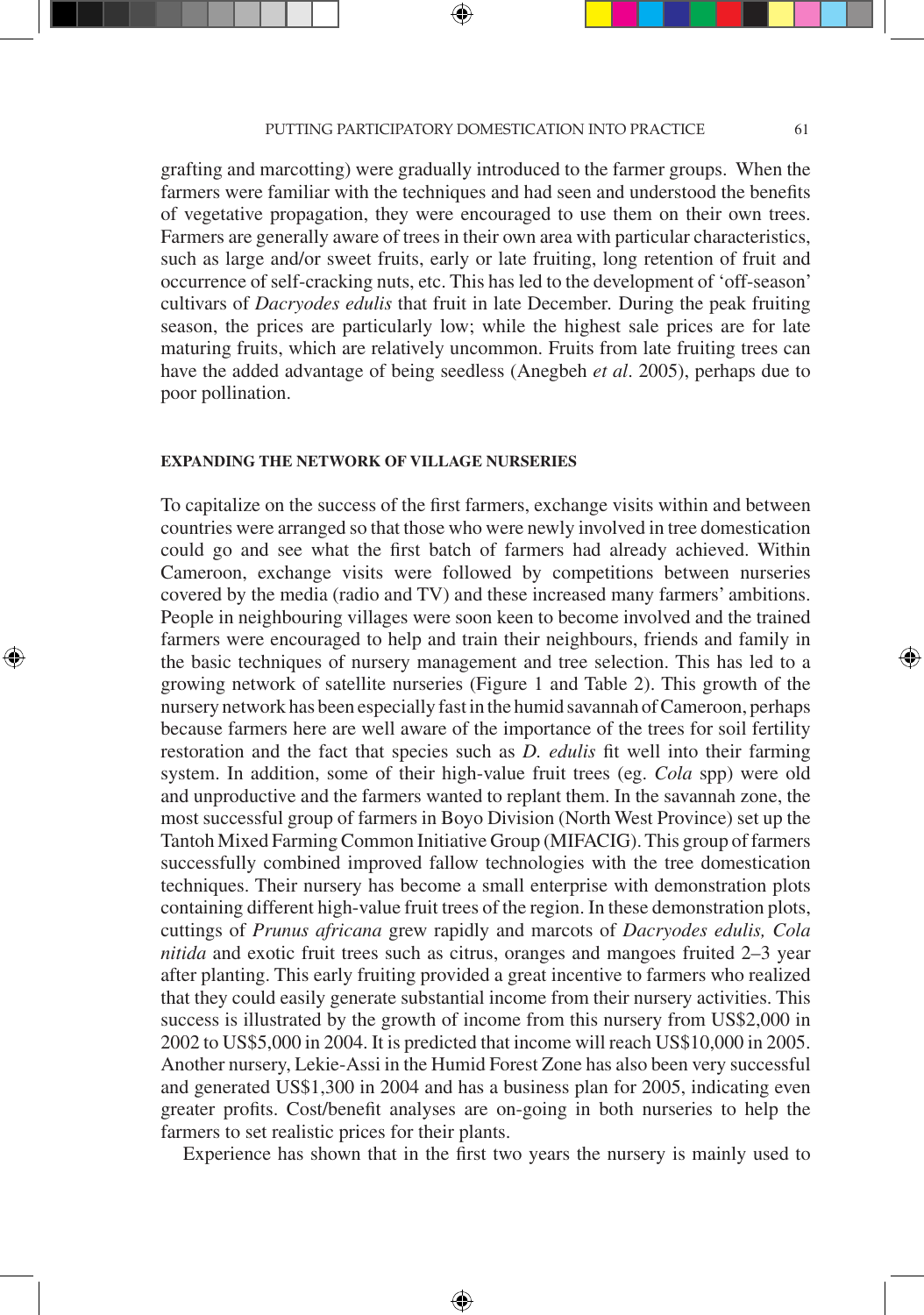grafting and marcotting) were gradually introduced to the farmer groups. When the farmers were familiar with the techniques and had seen and understood the benefits of vegetative propagation, they were encouraged to use them on their own trees. Farmers are generally aware of trees in their own area with particular characteristics, such as large and/or sweet fruits, early or late fruiting, long retention of fruit and occurrence of self-cracking nuts, etc. This has led to the development of 'off-season' cultivars of *Dacryodes edulis* that fruit in late December. During the peak fruiting season, the prices are particularly low; while the highest sale prices are for late maturing fruits, which are relatively uncommon. Fruits from late fruiting trees can have the added advantage of being seedless (Anegbeh *et al*. 2005), perhaps due to poor pollination.

## EXPANDING THE NETWORK OF VILLAGE NURSERIES

To capitalize on the success of the first farmers, exchange visits within and between countries were arranged so that those who were newly involved in tree domestication could go and see what the first batch of farmers had already achieved. Within Cameroon, exchange visits were followed by competitions between nurseries covered by the media (radio and TV) and these increased many farmers' ambitions. People in neighbouring villages were soon keen to become involved and the trained farmers were encouraged to help and train their neighbours, friends and family in the basic techniques of nursery management and tree selection. This has led to a growing network of satellite nurseries (Figure 1 and Table 2). This growth of the nursery network has been especially fast in the humid savannah of Cameroon, perhaps because farmers here are well aware of the importance of the trees for soil fertility restoration and the fact that species such as *D. edulis* fit well into their farming system. In addition, some of their high-value fruit trees (eg. *Cola* spp) were old and unproductive and the farmers wanted to replant them. In the savannah zone, the most successful group of farmers in Boyo Division (North West Province) set up the Tantoh Mixed Farming Common Initiative Group (MIFACIG). This group of farmers successfully combined improved fallow technologies with the tree domestication techniques. Their nursery has become a small enterprise with demonstration plots containing different high-value fruit trees of the region. In these demonstration plots, cuttings of *Prunus africana* grew rapidly and marcots of *Dacryodes edulis, Cola nitida* and exotic fruit trees such as citrus, oranges and mangoes fruited 2–3 year after planting. This early fruiting provided a great incentive to farmers who realized that they could easily generate substantial income from their nursery activities. This success is illustrated by the growth of income from this nursery from US$2,000 in 2002 to US$5,000 in 2004. It is predicted that income will reach US$10,000 in 2005. Another nursery, Lekie-Assi in the Humid Forest Zone has also been very successful and generated US$1,300 in 2004 and has a business plan for 2005, indicating even greater profits. Cost/benefit analyses are on-going in both nurseries to help the farmers to set realistic prices for their plants.

Experience has shown that in the first two years the nursery is mainly used to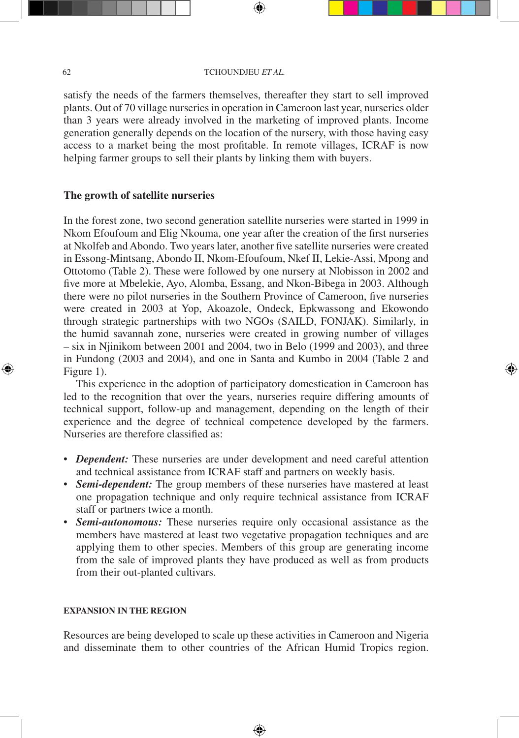satisfy the needs of the farmers themselves, thereafter they start to sell improved plants. Out of 70 village nurseries in operation in Cameroon last year, nurseries older than 3 years were already involved in the marketing of improved plants. Income generation generally depends on the location of the nursery, with those having easy access to a market being the most profitable. In remote villages, ICRAF is now helping farmer groups to sell their plants by linking them with buyers.

### The growth of satellite nurseries

In the forest zone, two second generation satellite nurseries were started in 1999 in Nkom Efoufoum and Elig Nkouma, one year after the creation of the first nurseries at Nkolfeb and Abondo. Two years later, another five satellite nurseries were created in Essong-Mintsang, Abondo II, Nkom-Efoufoum, Nkef II, Lekie-Assi, Mpong and Ottotomo (Table 2). These were followed by one nursery at Nlobisson in 2002 and five more at Mbelekie, Ayo, Alomba, Essang, and Nkon-Bibega in 2003. Although there were no pilot nurseries in the Southern Province of Cameroon, five nurseries were created in 2003 at Yop, Akoazole, Ondeck, Epkwassong and Ekowondo through strategic partnerships with two NGOs (SAILD, FONJAK). Similarly, in the humid savannah zone, nurseries were created in growing number of villages – six in Njinikom between 2001 and 2004, two in Belo (1999 and 2003), and three in Fundong (2003 and 2004), and one in Santa and Kumbo in 2004 (Table 2 and Figure 1).

This experience in the adoption of participatory domestication in Cameroon has led to the recognition that over the years, nurseries require differing amounts of technical support, follow-up and management, depending on the length of their experience and the degree of technical competence developed by the farmers. Nurseries are therefore classified as:

- ***Dependent:*** These nurseries are under development and need careful attention and technical assistance from ICRAF staff and partners on weekly basis.
- ***Semi-dependent:*** The group members of these nurseries have mastered at least one propagation technique and only require technical assistance from ICRAF staff or partners twice a month.
- ***Semi-autonomous:*** These nurseries require only occasional assistance as the members have mastered at least two vegetative propagation techniques and are applying them to other species. Members of this group are generating income from the sale of improved plants they have produced as well as from products from their out-planted cultivars.

## EXPANSION IN THE REGION

Resources are being developed to scale up these activities in Cameroon and Nigeria and disseminate them to other countries of the African Humid Tropics region.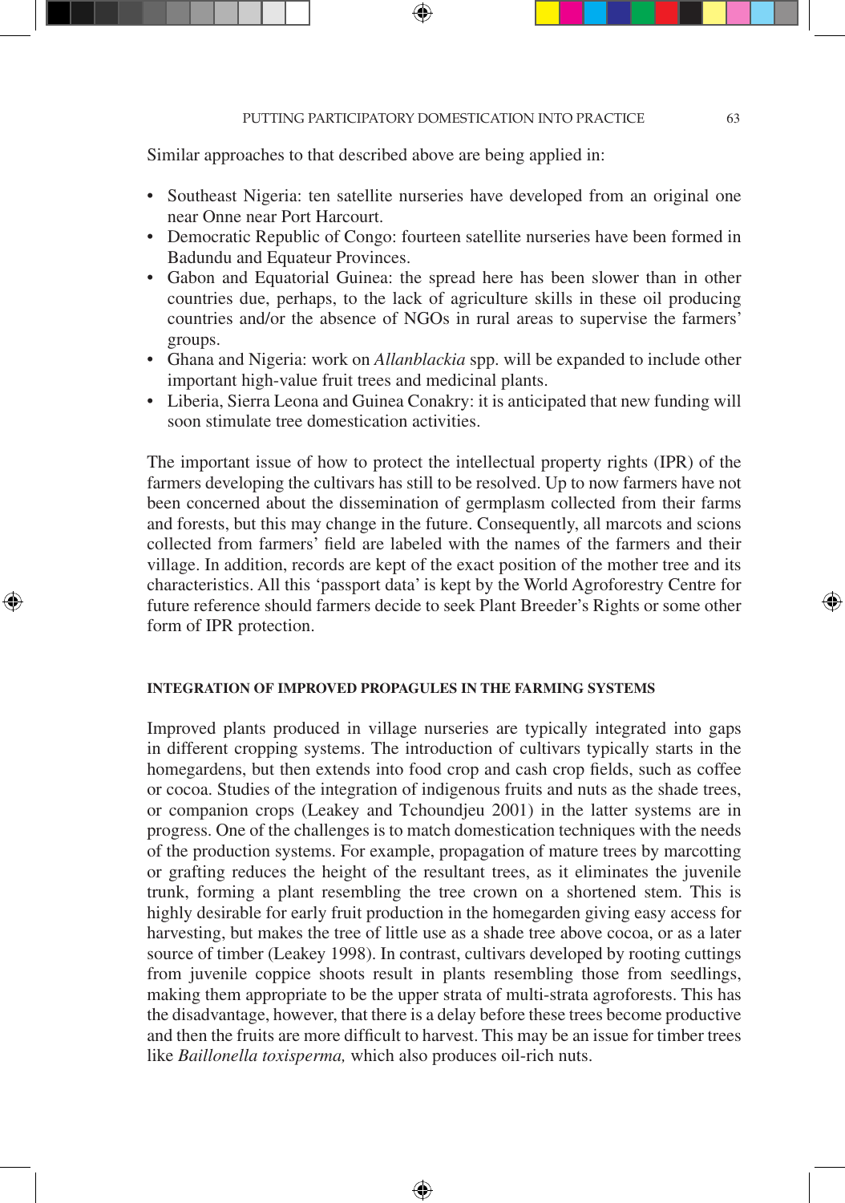Similar approaches to that described above are being applied in:

- Southeast Nigeria: ten satellite nurseries have developed from an original one near Onne near Port Harcourt.
- Democratic Republic of Congo: fourteen satellite nurseries have been formed in Badundu and Equateur Provinces.
- Gabon and Equatorial Guinea: the spread here has been slower than in other countries due, perhaps, to the lack of agriculture skills in these oil producing countries and/or the absence of NGOs in rural areas to supervise the farmers' groups.
- Ghana and Nigeria: work on *Allanblackia* spp. will be expanded to include other important high-value fruit trees and medicinal plants.
- Liberia, Sierra Leona and Guinea Conakry: it is anticipated that new funding will soon stimulate tree domestication activities.

The important issue of how to protect the intellectual property rights (IPR) of the farmers developing the cultivars has still to be resolved. Up to now farmers have not been concerned about the dissemination of germplasm collected from their farms and forests, but this may change in the future. Consequently, all marcots and scions collected from farmers' field are labeled with the names of the farmers and their village. In addition, records are kept of the exact position of the mother tree and its characteristics. All this 'passport data' is kept by the World Agroforestry Centre for future reference should farmers decide to seek Plant Breeder's Rights or some other form of IPR protection.

## INTEGRATION OF IMPROVED PROPAGULES IN THE FARMING SYSTEMS

Improved plants produced in village nurseries are typically integrated into gaps in different cropping systems. The introduction of cultivars typically starts in the homegardens, but then extends into food crop and cash crop fields, such as coffee or cocoa. Studies of the integration of indigenous fruits and nuts as the shade trees, or companion crops (Leakey and Tchoundjeu 2001) in the latter systems are in progress. One of the challenges is to match domestication techniques with the needs of the production systems. For example, propagation of mature trees by marcotting or grafting reduces the height of the resultant trees, as it eliminates the juvenile trunk, forming a plant resembling the tree crown on a shortened stem. This is highly desirable for early fruit production in the homegarden giving easy access for harvesting, but makes the tree of little use as a shade tree above cocoa, or as a later source of timber (Leakey 1998). In contrast, cultivars developed by rooting cuttings from juvenile coppice shoots result in plants resembling those from seedlings, making them appropriate to be the upper strata of multi-strata agroforests. This has the disadvantage, however, that there is a delay before these trees become productive and then the fruits are more difficult to harvest. This may be an issue for timber trees like *Baillonella toxisperma,* which also produces oil-rich nuts.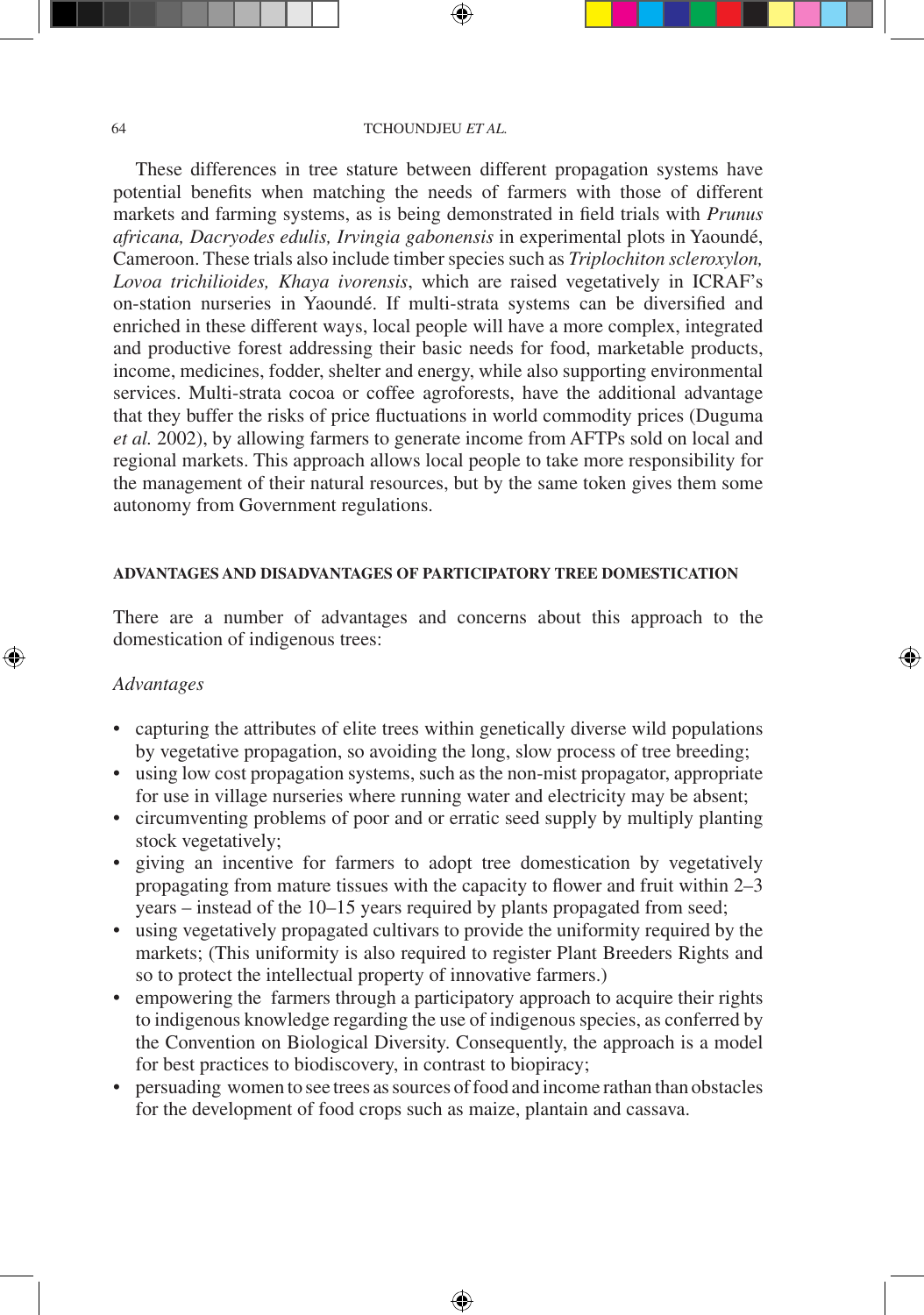These differences in tree stature between different propagation systems have potential benefits when matching the needs of farmers with those of different markets and farming systems, as is being demonstrated in field trials with *Prunus africana, Dacryodes edulis, Irvingia gabonensis* in experimental plots in Yaoundé, Cameroon. These trials also include timber species such as *Triplochiton scleroxylon, Lovoa trichilioides, Khaya ivorensis*, which are raised vegetatively in ICRAF's on-station nurseries in Yaoundé. If multi-strata systems can be diversified and enriched in these different ways, local people will have a more complex, integrated and productive forest addressing their basic needs for food, marketable products, income, medicines, fodder, shelter and energy, while also supporting environmental services. Multi-strata cocoa or coffee agroforests, have the additional advantage that they buffer the risks of price fluctuations in world commodity prices (Duguma *et al.* 2002), by allowing farmers to generate income from AFTPs sold on local and regional markets. This approach allows local people to take more responsibility for the management of their natural resources, but by the same token gives them some autonomy from Government regulations.

## ADVANTAGES AND DISADVANTAGES OF PARTICIPATORY TREE DOMESTICATION

There are a number of advantages and concerns about this approach to the domestication of indigenous trees:

*Advantages*

- capturing the attributes of elite trees within genetically diverse wild populations by vegetative propagation, so avoiding the long, slow process of tree breeding;
- using low cost propagation systems, such as the non-mist propagator, appropriate for use in village nurseries where running water and electricity may be absent;
- circumventing problems of poor and or erratic seed supply by multiply planting stock vegetatively;
- giving an incentive for farmers to adopt tree domestication by vegetatively propagating from mature tissues with the capacity to flower and fruit within 2–3 years – instead of the 10–15 years required by plants propagated from seed;
- using vegetatively propagated cultivars to provide the uniformity required by the markets; (This uniformity is also required to register Plant Breeders Rights and so to protect the intellectual property of innovative farmers.)
- empowering the farmers through a participatory approach to acquire their rights to indigenous knowledge regarding the use of indigenous species, as conferred by the Convention on Biological Diversity. Consequently, the approach is a model for best practices to biodiscovery, in contrast to biopiracy;
- persuading women to see trees as sources of food and income rathan than obstacles for the development of food crops such as maize, plantain and cassava.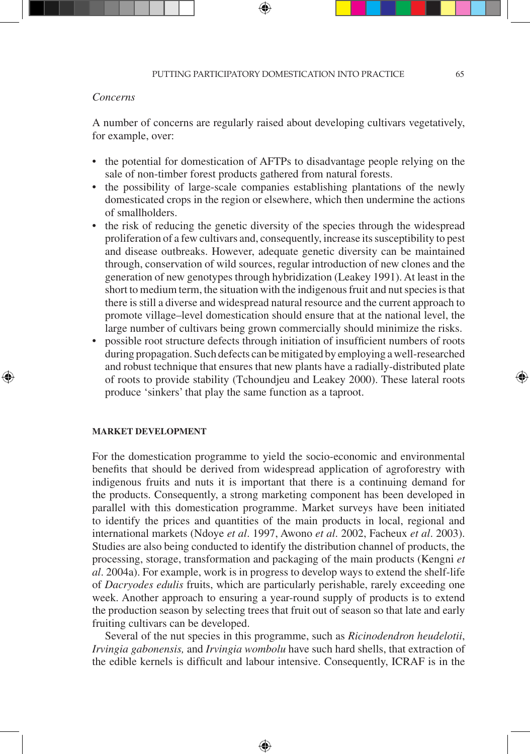*Concerns*

A number of concerns are regularly raised about developing cultivars vegetatively, for example, over:

- the potential for domestication of AFTPs to disadvantage people relying on the sale of non-timber forest products gathered from natural forests.
- the possibility of large-scale companies establishing plantations of the newly domesticated crops in the region or elsewhere, which then undermine the actions of smallholders.
- the risk of reducing the genetic diversity of the species through the widespread proliferation of a few cultivars and, consequently, increase its susceptibility to pest and disease outbreaks. However, adequate genetic diversity can be maintained through, conservation of wild sources, regular introduction of new clones and the generation of new genotypes through hybridization (Leakey 1991). At least in the short to medium term, the situation with the indigenous fruit and nut species is that there is still a diverse and widespread natural resource and the current approach to promote village–level domestication should ensure that at the national level, the large number of cultivars being grown commercially should minimize the risks.
- possible root structure defects through initiation of insufficient numbers of roots during propagation. Such defects can be mitigated by employing a well-researched and robust technique that ensures that new plants have a radially-distributed plate of roots to provide stability (Tchoundjeu and Leakey 2000). These lateral roots produce 'sinkers' that play the same function as a taproot.

## MARKET DEVELOPMENT

For the domestication programme to yield the socio-economic and environmental benefits that should be derived from widespread application of agroforestry with indigenous fruits and nuts it is important that there is a continuing demand for the products. Consequently, a strong marketing component has been developed in parallel with this domestication programme. Market surveys have been initiated to identify the prices and quantities of the main products in local, regional and international markets (Ndoye *et al*. 1997, Awono *et al*. 2002, Facheux *et al*. 2003). Studies are also being conducted to identify the distribution channel of products, the processing, storage, transformation and packaging of the main products (Kengni *et al*. 2004a). For example, work is in progress to develop ways to extend the shelf-life of *Dacryodes edulis* fruits, which are particularly perishable, rarely exceeding one week. Another approach to ensuring a year-round supply of products is to extend the production season by selecting trees that fruit out of season so that late and early fruiting cultivars can be developed.

Several of the nut species in this programme, such as *Ricinodendron heudelotii*, *Irvingia gabonensis,* and *Irvingia wombolu* have such hard shells, that extraction of the edible kernels is difficult and labour intensive. Consequently, ICRAF is in the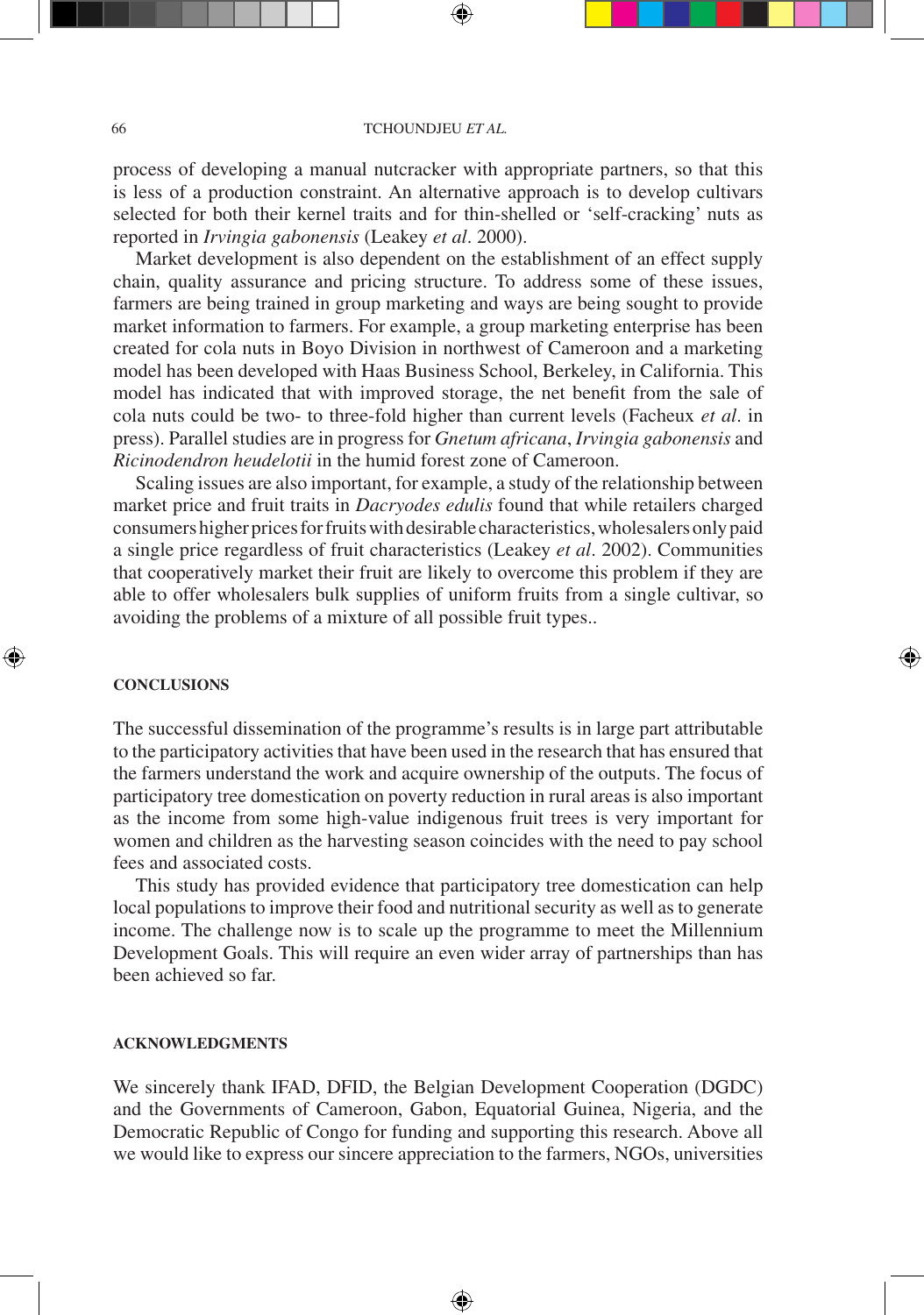process of developing a manual nutcracker with appropriate partners, so that this is less of a production constraint. An alternative approach is to develop cultivars selected for both their kernel traits and for thin-shelled or 'self-cracking' nuts as reported in *Irvingia gabonensis* (Leakey *et al*. 2000).

Market development is also dependent on the establishment of an effect supply chain, quality assurance and pricing structure. To address some of these issues, farmers are being trained in group marketing and ways are being sought to provide market information to farmers. For example, a group marketing enterprise has been created for cola nuts in Boyo Division in northwest of Cameroon and a marketing model has been developed with Haas Business School, Berkeley, in California. This model has indicated that with improved storage, the net benefit from the sale of cola nuts could be two- to three-fold higher than current levels (Facheux *et al*. in press). Parallel studies are in progress for *Gnetum africana*, *Irvingia gabonensis* and *Ricinodendron heudelotii* in the humid forest zone of Cameroon.

Scaling issues are also important, for example, a study of the relationship between market price and fruit traits in *Dacryodes edulis* found that while retailers charged consumers higher prices for fruits with desirable characteristics, wholesalers only paid a single price regardless of fruit characteristics (Leakey *et al*. 2002). Communities that cooperatively market their fruit are likely to overcome this problem if they are able to offer wholesalers bulk supplies of uniform fruits from a single cultivar, so avoiding the problems of a mixture of all possible fruit types..

## CONCLUSIONS

The successful dissemination of the programme's results is in large part attributable to the participatory activities that have been used in the research that has ensured that the farmers understand the work and acquire ownership of the outputs. The focus of participatory tree domestication on poverty reduction in rural areas is also important as the income from some high-value indigenous fruit trees is very important for women and children as the harvesting season coincides with the need to pay school fees and associated costs.

This study has provided evidence that participatory tree domestication can help local populations to improve their food and nutritional security as well as to generate income. The challenge now is to scale up the programme to meet the Millennium Development Goals. This will require an even wider array of partnerships than has been achieved so far.

## ACKNOWLEDGMENTS

We sincerely thank IFAD, DFID, the Belgian Development Cooperation (DGDC) and the Governments of Cameroon, Gabon, Equatorial Guinea, Nigeria, and the Democratic Republic of Congo for funding and supporting this research. Above all we would like to express our sincere appreciation to the farmers, NGOs, universities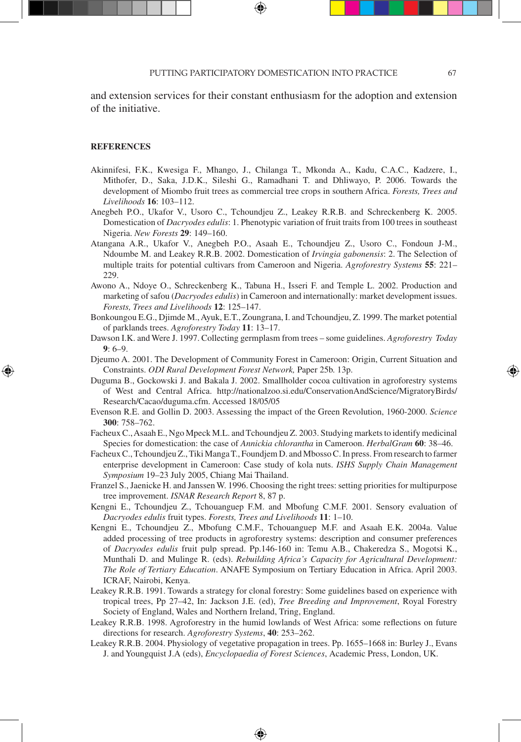and extension services for their constant enthusiasm for the adoption and extension of the initiative.

## REFERENCES

Akinnifesi, F.K., Kwesiga F., Mhango, J., Chilanga T., Mkonda A., Kadu, C.A.C., Kadzere, I., Mithofer, D., Saka, J.D.K., Sileshi G., Ramadhani T. and Dhliwayo, P. 2006. Towards the development of Miombo fruit trees as commercial tree crops in southern Africa. *Forests, Trees and Livelihoods* **16**: 103–112.

Anegbeh P.O., Ukafor V., Usoro C., Tchoundjeu Z., Leakey R.R.B. and Schreckenberg K. 2005. Domestication of *Dacryodes edulis*: 1. Phenotypic variation of fruit traits from 100 trees in southeast Nigeria. *New Forests* **29**: 149–160.

Atangana A.R., Ukafor V., Anegbeh P.O., Asaah E., Tchoundjeu Z., Usoro C., Fondoun J-M., Ndoumbe M. and Leakey R.R.B. 2002. Domestication of *Irvingia gabonensis*: 2. The Selection of multiple traits for potential cultivars from Cameroon and Nigeria. *Agroforestry Systems* **55**: 221–229.

Awono A., Ndoye O., Schreckenberg K., Tabuna H., Isseri F. and Temple L. 2002. Production and marketing of safou (*Dacryodes edulis*) in Cameroon and internationally: market development issues. *Forests, Trees and Livelihoods* **12**: 125–147.

Bonkoungou E.G., Djimde M., Ayuk, E.T., Zoungrana, I. and Tchoundjeu, Z. 1999. The market potential of parklands trees. *Agroforestry Today* **11**: 13–17.

Dawson I.K. and Were J. 1997. Collecting germplasm from trees – some guidelines. *Agroforestry Today* **9**: 6–9.

Djeumo A. 2001. The Development of Community Forest in Cameroon: Origin, Current Situation and Constraints. *ODI Rural Development Forest Network,* Paper 25b. 13p.

Duguma B., Gockowski J. and Bakala J. 2002. Smallholder cocoa cultivation in agroforestry systems of West and Central Africa. http://nationalzoo.si.edu/ConservationAndScience/MigratoryBirds/Research/Cacao/duguma.cfm. Accessed 18/05/05

Evenson R.E. and Gollin D. 2003. Assessing the impact of the Green Revolution, 1960-2000. *Science* **300**: 758–762.

Facheux C., Asaah E., Ngo Mpeck M.L. and Tchoundjeu Z. 2003. Studying markets to identify medicinal Species for domestication: the case of *Annickia chlorantha* in Cameroon. *HerbalGram* **60**: 38–46.

Facheux C., Tchoundjeu Z., Tiki Manga T., Foundjem D. and Mbosso C. In press. From research to farmer enterprise development in Cameroon: Case study of kola nuts. *ISHS Supply Chain Management Symposium* 19–23 July 2005, Chiang Mai Thailand.

Franzel S., Jaenicke H. and Janssen W. 1996. Choosing the right trees: setting priorities for multipurpose tree improvement. *ISNAR Research Report* 8, 87 p.

Kengni E., Tchoundjeu Z., Tchouanguep F.M. and Mbofung C.M.F. 2001. Sensory evaluation of *Dacryodes edulis* fruit types. *Forests, Trees and Livelihoods* **11**: 1–10.

Kengni E., Tchoundjeu Z., Mbofung C.M.F., Tchouanguep M.F. and Asaah E.K. 2004a. Value added processing of tree products in agroforestry systems: description and consumer preferences of *Dacryodes edulis* fruit pulp spread. Pp.146-160 in: Temu A.B., Chakeredza S., Mogotsi K., Munthali D. and Mulinge R. (eds). *Rebuilding Africa's Capacity for Agricultural Development: The Role of Tertiary Education*. ANAFE Symposium on Tertiary Education in Africa. April 2003. ICRAF, Nairobi, Kenya.

Leakey R.R.B. 1991. Towards a strategy for clonal forestry: Some guidelines based on experience with tropical trees, Pp 27–42, In: Jackson J.E. (ed), *Tree Breeding and Improvement*, Royal Forestry Society of England, Wales and Northern Ireland, Tring, England.

Leakey R.R.B. 1998. Agroforestry in the humid lowlands of West Africa: some reflections on future directions for research. *Agroforestry Systems*, **40**: 253–262.

Leakey R.R.B. 2004. Physiology of vegetative propagation in trees. Pp. 1655–1668 in: Burley J., Evans J. and Youngquist J.A (eds), *Encyclopaedia of Forest Sciences*, Academic Press, London, UK.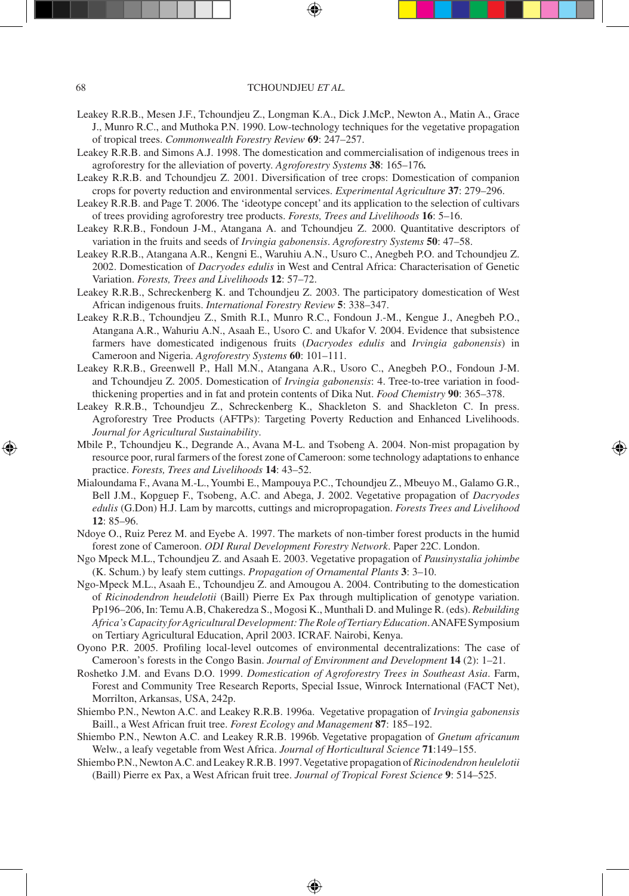Leakey R.R.B., Mesen J.F., Tchoundjeu Z., Longman K.A., Dick J.McP., Newton A., Matin A., Grace J., Munro R.C., and Muthoka P.N. 1990. Low-technology techniques for the vegetative propagation of tropical trees. *Commonwealth Forestry Review* **69**: 247–257.

Leakey R.R.B. and Simons A.J. 1998. The domestication and commercialisation of indigenous trees in agroforestry for the alleviation of poverty. *Agroforestry Systems* **38**: 165–176**.**

Leakey R.R.B. and Tchoundjeu Z. 2001. Diversification of tree crops: Domestication of companion crops for poverty reduction and environmental services. *Experimental Agriculture* **37**: 279–296.

Leakey R.R.B. and Page T. 2006. The 'ideotype concept' and its application to the selection of cultivars of trees providing agroforestry tree products. *Forests, Trees and Livelihoods* **16**: 5–16.

Leakey R.R.B., Fondoun J-M., Atangana A. and Tchoundjeu Z. 2000. Quantitative descriptors of variation in the fruits and seeds of *Irvingia gabonensis*. *Agroforestry Systems* **50**: 47–58.

Leakey R.R.B., Atangana A.R., Kengni E., Waruhiu A.N., Usuro C., Anegbeh P.O. and Tchoundjeu Z. 2002. Domestication of *Dacryodes edulis* in West and Central Africa: Characterisation of Genetic Variation. *Forests, Trees and Livelihoods* **12**: 57–72.

Leakey R.R.B., Schreckenberg K. and Tchoundjeu Z. 2003. The participatory domestication of West African indigenous fruits. *International Forestry Review* **5**: 338–347.

Leakey R.R.B., Tchoundjeu Z., Smith R.I., Munro R.C., Fondoun J.-M., Kengue J., Anegbeh P.O., Atangana A.R., Wahuriu A.N., Asaah E., Usoro C. and Ukafor V. 2004. Evidence that subsistence farmers have domesticated indigenous fruits (*Dacryodes edulis* and *Irvingia gabonensis*) in Cameroon and Nigeria. *Agroforestry Systems* **60**: 101–111.

Leakey R.R.B., Greenwell P., Hall M.N., Atangana A.R., Usoro C., Anegbeh P.O., Fondoun J-M. and Tchoundjeu Z. 2005. Domestication of *Irvingia gabonensis*: 4. Tree-to-tree variation in food-thickening properties and in fat and protein contents of Dika Nut. *Food Chemistry* **90**: 365–378.

Leakey R.R.B., Tchoundjeu Z., Schreckenberg K., Shackleton S. and Shackleton C. In press. Agroforestry Tree Products (AFTPs): Targeting Poverty Reduction and Enhanced Livelihoods. *Journal for Agricultural Sustainability*.

Mbile P., Tchoundjeu K., Degrande A., Avana M-L. and Tsobeng A. 2004. Non-mist propagation by resource poor, rural farmers of the forest zone of Cameroon: some technology adaptations to enhance practice. *Forests, Trees and Livelihoods* **14**: 43–52.

Mialoundama F., Avana M.-L., Youmbi E., Mampouya P.C., Tchoundjeu Z., Mbeuyo M., Galamo G.R., Bell J.M., Kopguep F., Tsobeng, A.C. and Abega, J. 2002. Vegetative propagation of *Dacryodes edulis* (G.Don) H.J. Lam by marcotts, cuttings and micropropagation. *Forests Trees and Livelihood* **12**: 85–96.

Ndoye O., Ruiz Perez M. and Eyebe A. 1997. The markets of non-timber forest products in the humid forest zone of Cameroon. *ODI Rural Development Forestry Network*. Paper 22C. London.

Ngo Mpeck M.L., Tchoundjeu Z. and Asaah E. 2003. Vegetative propagation of *Pausinystalia johimbe* (K. Schum.) by leafy stem cuttings. *Propagation of Ornamental Plants* **3**: 3–10.

Ngo-Mpeck M.L., Asaah E., Tchoundjeu Z. and Amougou A. 2004. Contributing to the domestication of *Ricinodendron heudelotii* (Baill) Pierre Ex Pax through multiplication of genotype variation. Pp196–206, In: Temu A.B, Chakeredza S., Mogosi K., Munthali D. and Mulinge R. (eds). *Rebuilding Africa's Capacity for Agricultural Development: The Role of Tertiary Education*. ANAFE Symposium on Tertiary Agricultural Education, April 2003. ICRAF. Nairobi, Kenya.

Oyono P.R. 2005. Profiling local-level outcomes of environmental decentralizations: The case of Cameroon's forests in the Congo Basin. *Journal of Environment and Development* **14** (2): 1–21.

Roshetko J.M. and Evans D.O. 1999. *Domestication of Agroforestry Trees in Southeast Asia*. Farm, Forest and Community Tree Research Reports, Special Issue, Winrock International (FACT Net), Morrilton, Arkansas, USA, 242p.

Shiembo P.N., Newton A.C. and Leakey R.R.B. 1996a. Vegetative propagation of *Irvingia gabonensis* Baill., a West African fruit tree. *Forest Ecology and Management* **87**: 185–192.

Shiembo P.N., Newton A.C. and Leakey R.R.B. 1996b. Vegetative propagation of *Gnetum africanum* Welw., a leafy vegetable from West Africa. *Journal of Horticultural Science* **71**:149–155.

Shiembo P.N., Newton A.C. and Leakey R.R.B. 1997. Vegetative propagation of *Ricinodendron heulelotii* (Baill) Pierre ex Pax, a West African fruit tree. *Journal of Tropical Forest Science* **9**: 514–525.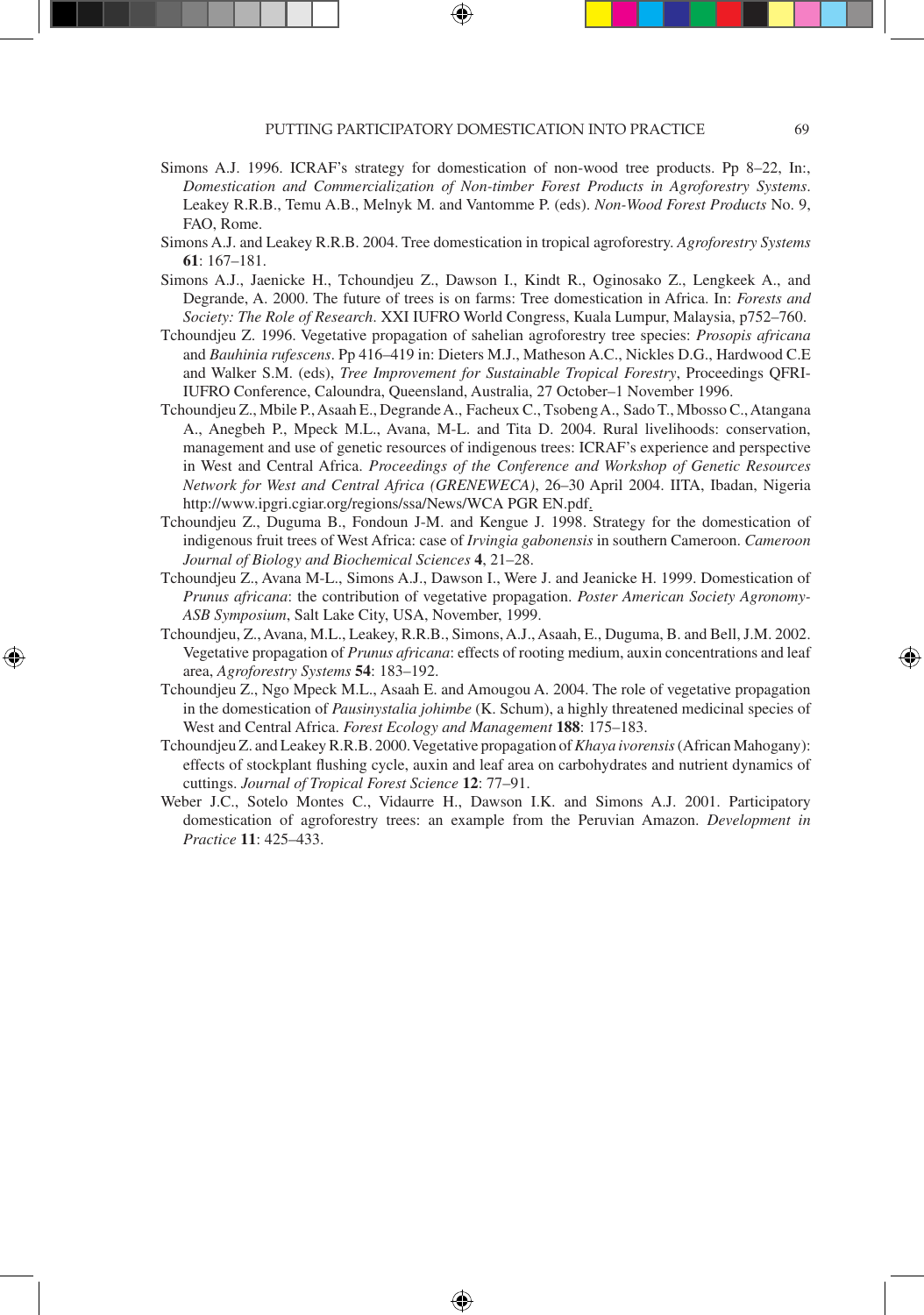Simons A.J. 1996. ICRAF's strategy for domestication of non-wood tree products. Pp 8–22, In:, *Domestication and Commercialization of Non-timber Forest Products in Agroforestry Systems*. Leakey R.R.B., Temu A.B., Melnyk M. and Vantomme P. (eds). *Non-Wood Forest Products* No. 9, FAO, Rome.

Simons A.J. and Leakey R.R.B. 2004. Tree domestication in tropical agroforestry. *Agroforestry Systems* **61**: 167–181.

Simons A.J., Jaenicke H., Tchoundjeu Z., Dawson I., Kindt R., Oginosako Z., Lengkeek A., and Degrande, A. 2000. The future of trees is on farms: Tree domestication in Africa. In: *Forests and Society: The Role of Research*. XXI IUFRO World Congress, Kuala Lumpur, Malaysia, p752–760.

Tchoundjeu Z. 1996. Vegetative propagation of sahelian agroforestry tree species: *Prosopis africana* and *Bauhinia rufescens*. Pp 416–419 in: Dieters M.J., Matheson A.C., Nickles D.G., Hardwood C.E and Walker S.M. (eds), *Tree Improvement for Sustainable Tropical Forestry*, Proceedings QFRI-IUFRO Conference, Caloundra, Queensland, Australia, 27 October–1 November 1996.

Tchoundjeu Z., Mbile P., Asaah E., Degrande A., Facheux C., Tsobeng A., Sado T., Mbosso C., Atangana A., Anegbeh P., Mpeck M.L., Avana, M-L. and Tita D. 2004. Rural livelihoods: conservation, management and use of genetic resources of indigenous trees: ICRAF's experience and perspective in West and Central Africa. *Proceedings of the Conference and Workshop of Genetic Resources Network for West and Central Africa (GRENEWECA)*, 26–30 April 2004. IITA, Ibadan, Nigeria http://www.ipgri.cgiar.org/regions/ssa/News/WCA PGR EN.pdf.

Tchoundjeu Z., Duguma B., Fondoun J-M. and Kengue J. 1998. Strategy for the domestication of indigenous fruit trees of West Africa: case of *Irvingia gabonensis* in southern Cameroon. *Cameroon Journal of Biology and Biochemical Sciences* **4**, 21–28.

Tchoundjeu Z., Avana M-L., Simons A.J., Dawson I., Were J. and Jeanicke H. 1999. Domestication of *Prunus africana*: the contribution of vegetative propagation. *Poster American Society Agronomy-ASB Symposium*, Salt Lake City, USA, November, 1999.

Tchoundjeu, Z., Avana, M.L., Leakey, R.R.B., Simons, A.J., Asaah, E., Duguma, B. and Bell, J.M. 2002. Vegetative propagation of *Prunus africana*: effects of rooting medium, auxin concentrations and leaf area, *Agroforestry Systems* **54**: 183–192.

Tchoundjeu Z., Ngo Mpeck M.L., Asaah E. and Amougou A. 2004. The role of vegetative propagation in the domestication of *Pausinystalia johimbe* (K. Schum), a highly threatened medicinal species of West and Central Africa. *Forest Ecology and Management* **188**: 175–183.

Tchoundjeu Z. and Leakey R.R.B. 2000. Vegetative propagation of *Khaya ivorensis* (African Mahogany): effects of stockplant flushing cycle, auxin and leaf area on carbohydrates and nutrient dynamics of cuttings. *Journal of Tropical Forest Science* **12**: 77–91.

Weber J.C., Sotelo Montes C., Vidaurre H., Dawson I.K. and Simons A.J. 2001. Participatory domestication of agroforestry trees: an example from the Peruvian Amazon. *Development in Practice* **11**: 425–433.